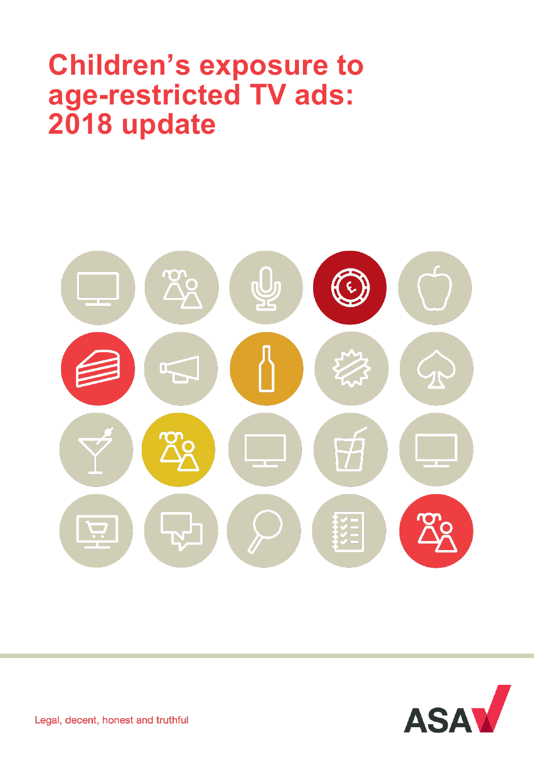# Children's exposure to age-restricted TV ads: 2018 update

Legal, decent, honest and truthful

ASA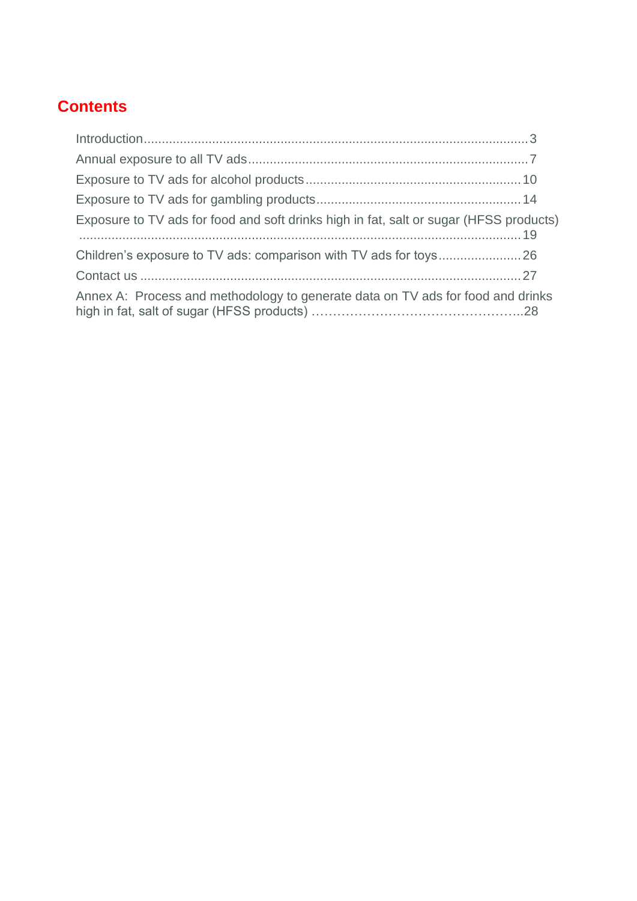## Contents

- Introduction ... 3
- Annual exposure to all TV ads ... 7
- Exposure to TV ads for alcohol products ... 10
- Exposure to TV ads for gambling products ... 14
- Exposure to TV ads for food and soft drinks high in fat, salt or sugar (HFSS products) ... 19
- Children's exposure to TV ads: comparison with TV ads for toys ... 26
- Contact us ... 27
- Annex A: Process and methodology to generate data on TV ads for food and drinks high in fat, salt of sugar (HFSS products) ... 28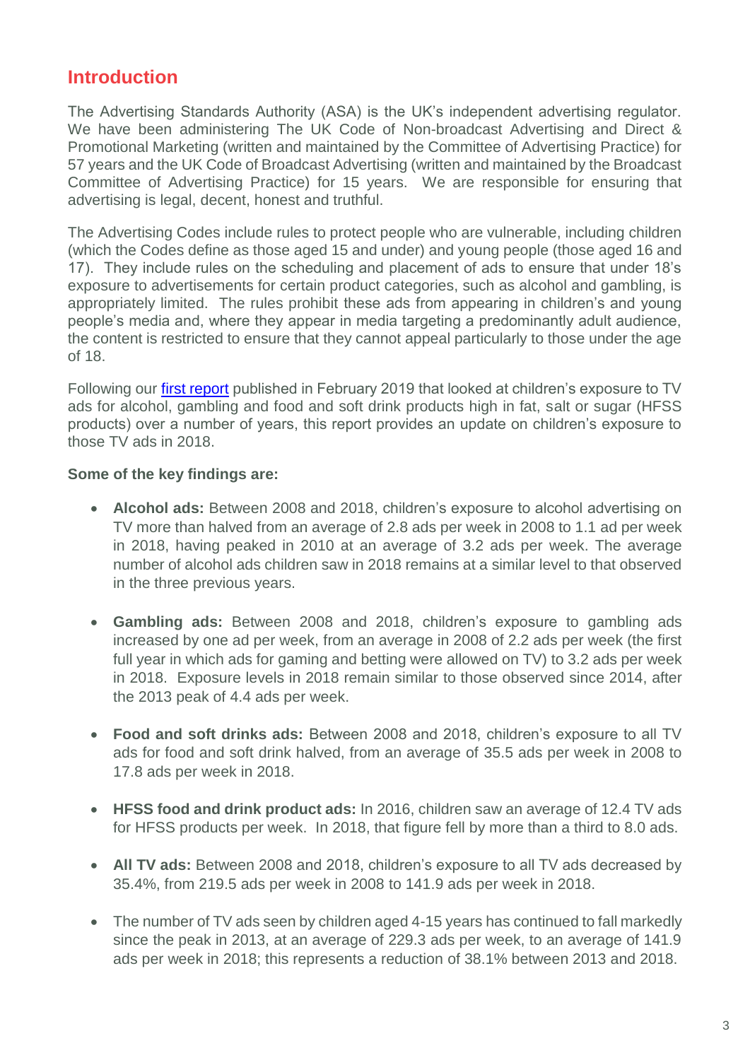## Introduction

The Advertising Standards Authority (ASA) is the UK's independent advertising regulator. We have been administering The UK Code of Non-broadcast Advertising and Direct & Promotional Marketing (written and maintained by the Committee of Advertising Practice) for 57 years and the UK Code of Broadcast Advertising (written and maintained by the Broadcast Committee of Advertising Practice) for 15 years. We are responsible for ensuring that advertising is legal, decent, honest and truthful.

The Advertising Codes include rules to protect people who are vulnerable, including children (which the Codes define as those aged 15 and under) and young people (those aged 16 and 17). They include rules on the scheduling and placement of ads to ensure that under 18's exposure to advertisements for certain product categories, such as alcohol and gambling, is appropriately limited. The rules prohibit these ads from appearing in children's and young people's media and, where they appear in media targeting a predominantly adult audience, the content is restricted to ensure that they cannot appeal particularly to those under the age of 18.

Following our first report published in February 2019 that looked at children's exposure to TV ads for alcohol, gambling and food and soft drink products high in fat, salt or sugar (HFSS products) over a number of years, this report provides an update on children's exposure to those TV ads in 2018.

**Some of the key findings are:**

- **Alcohol ads:** Between 2008 and 2018, children's exposure to alcohol advertising on TV more than halved from an average of 2.8 ads per week in 2008 to 1.1 ad per week in 2018, having peaked in 2010 at an average of 3.2 ads per week. The average number of alcohol ads children saw in 2018 remains at a similar level to that observed in the three previous years.

- **Gambling ads:** Between 2008 and 2018, children's exposure to gambling ads increased by one ad per week, from an average in 2008 of 2.2 ads per week (the first full year in which ads for gaming and betting were allowed on TV) to 3.2 ads per week in 2018. Exposure levels in 2018 remain similar to those observed since 2014, after the 2013 peak of 4.4 ads per week.

- **Food and soft drinks ads:** Between 2008 and 2018, children's exposure to all TV ads for food and soft drink halved, from an average of 35.5 ads per week in 2008 to 17.8 ads per week in 2018.

- **HFSS food and drink product ads:** In 2016, children saw an average of 12.4 TV ads for HFSS products per week. In 2018, that figure fell by more than a third to 8.0 ads.

- **All TV ads:** Between 2008 and 2018, children's exposure to all TV ads decreased by 35.4%, from 219.5 ads per week in 2008 to 141.9 ads per week in 2018.

- The number of TV ads seen by children aged 4-15 years has continued to fall markedly since the peak in 2013, at an average of 229.3 ads per week, to an average of 141.9 ads per week in 2018; this represents a reduction of 38.1% between 2013 and 2018.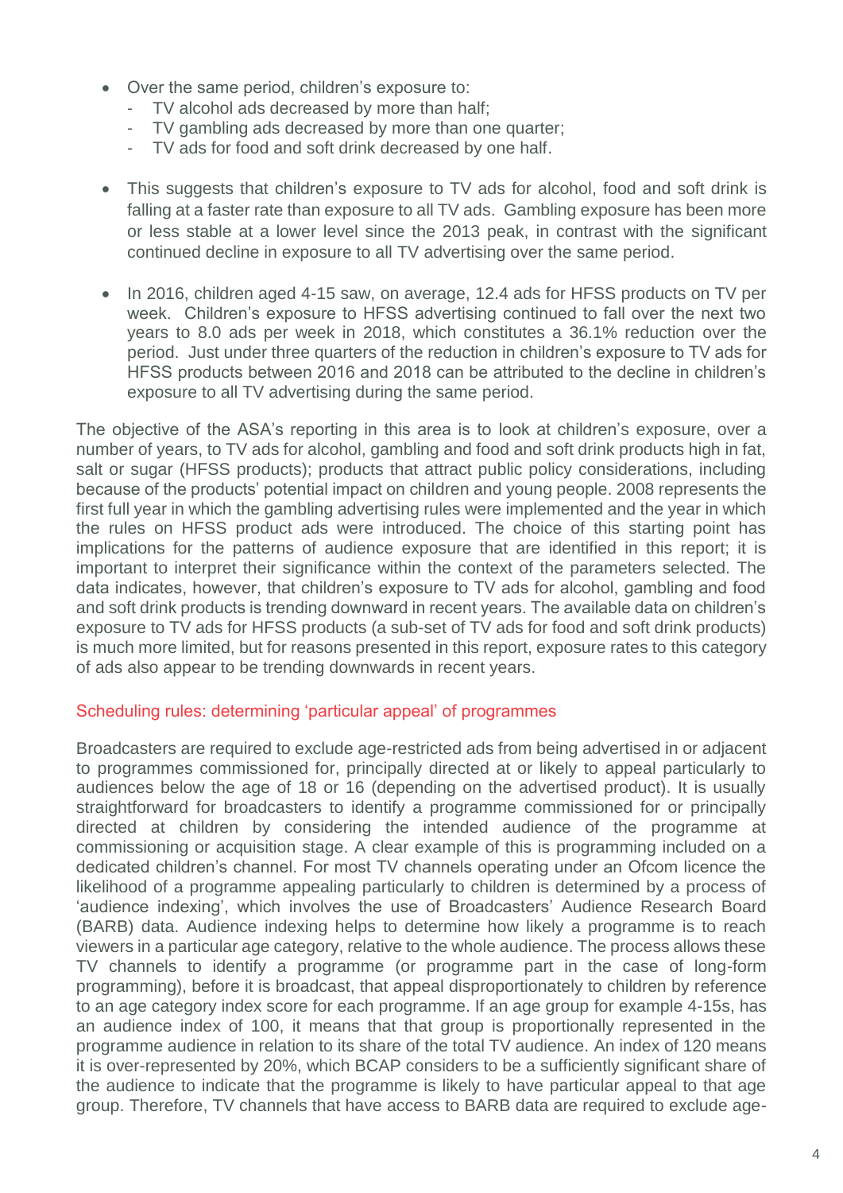- Over the same period, children's exposure to:
  - TV alcohol ads decreased by more than half;
  - TV gambling ads decreased by more than one quarter;
  - TV ads for food and soft drink decreased by one half.

- This suggests that children's exposure to TV ads for alcohol, food and soft drink is falling at a faster rate than exposure to all TV ads. Gambling exposure has been more or less stable at a lower level since the 2013 peak, in contrast with the significant continued decline in exposure to all TV advertising over the same period.

- In 2016, children aged 4-15 saw, on average, 12.4 ads for HFSS products on TV per week. Children's exposure to HFSS advertising continued to fall over the next two years to 8.0 ads per week in 2018, which constitutes a 36.1% reduction over the period. Just under three quarters of the reduction in children's exposure to TV ads for HFSS products between 2016 and 2018 can be attributed to the decline in children's exposure to all TV advertising during the same period.

The objective of the ASA's reporting in this area is to look at children's exposure, over a number of years, to TV ads for alcohol, gambling and food and soft drink products high in fat, salt or sugar (HFSS products); products that attract public policy considerations, including because of the products' potential impact on children and young people. 2008 represents the first full year in which the gambling advertising rules were implemented and the year in which the rules on HFSS product ads were introduced. The choice of this starting point has implications for the patterns of audience exposure that are identified in this report; it is important to interpret their significance within the context of the parameters selected. The data indicates, however, that children's exposure to TV ads for alcohol, gambling and food and soft drink products is trending downward in recent years. The available data on children's exposure to TV ads for HFSS products (a sub-set of TV ads for food and soft drink products) is much more limited, but for reasons presented in this report, exposure rates to this category of ads also appear to be trending downwards in recent years.

## Scheduling rules: determining 'particular appeal' of programmes

Broadcasters are required to exclude age-restricted ads from being advertised in or adjacent to programmes commissioned for, principally directed at or likely to appeal particularly to audiences below the age of 18 or 16 (depending on the advertised product). It is usually straightforward for broadcasters to identify a programme commissioned for or principally directed at children by considering the intended audience of the programme at commissioning or acquisition stage. A clear example of this is programming included on a dedicated children's channel. For most TV channels operating under an Ofcom licence the likelihood of a programme appealing particularly to children is determined by a process of 'audience indexing', which involves the use of Broadcasters' Audience Research Board (BARB) data. Audience indexing helps to determine how likely a programme is to reach viewers in a particular age category, relative to the whole audience. The process allows these TV channels to identify a programme (or programme part in the case of long-form programming), before it is broadcast, that appeal disproportionately to children by reference to an age category index score for each programme. If an age group for example 4-15s, has an audience index of 100, it means that that group is proportionally represented in the programme audience in relation to its share of the total TV audience. An index of 120 means it is over-represented by 20%, which BCAP considers to be a sufficiently significant share of the audience to indicate that the programme is likely to have particular appeal to that age group. Therefore, TV channels that have access to BARB data are required to exclude age-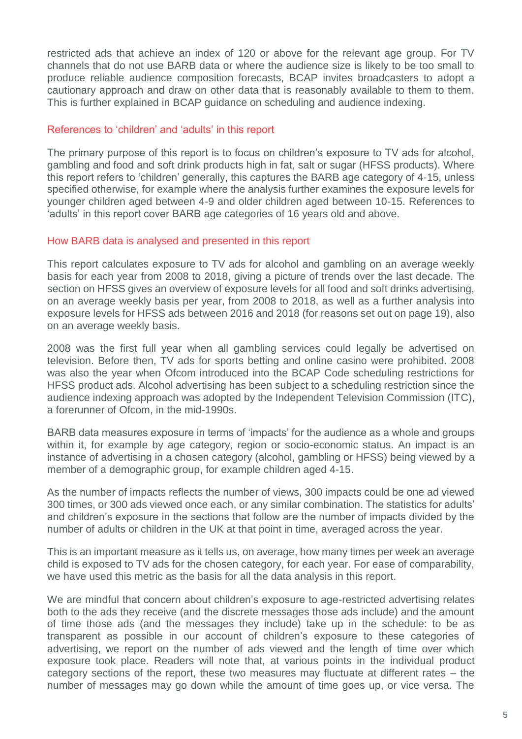restricted ads that achieve an index of 120 or above for the relevant age group. For TV channels that do not use BARB data or where the audience size is likely to be too small to produce reliable audience composition forecasts, BCAP invites broadcasters to adopt a cautionary approach and draw on other data that is reasonably available to them to them. This is further explained in BCAP guidance on scheduling and audience indexing.

### References to 'children' and 'adults' in this report

The primary purpose of this report is to focus on children's exposure to TV ads for alcohol, gambling and food and soft drink products high in fat, salt or sugar (HFSS products). Where this report refers to 'children' generally, this captures the BARB age category of 4-15, unless specified otherwise, for example where the analysis further examines the exposure levels for younger children aged between 4-9 and older children aged between 10-15. References to 'adults' in this report cover BARB age categories of 16 years old and above.

### How BARB data is analysed and presented in this report

This report calculates exposure to TV ads for alcohol and gambling on an average weekly basis for each year from 2008 to 2018, giving a picture of trends over the last decade. The section on HFSS gives an overview of exposure levels for all food and soft drinks advertising, on an average weekly basis per year, from 2008 to 2018, as well as a further analysis into exposure levels for HFSS ads between 2016 and 2018 (for reasons set out on page 19), also on an average weekly basis.

2008 was the first full year when all gambling services could legally be advertised on television. Before then, TV ads for sports betting and online casino were prohibited. 2008 was also the year when Ofcom introduced into the BCAP Code scheduling restrictions for HFSS product ads. Alcohol advertising has been subject to a scheduling restriction since the audience indexing approach was adopted by the Independent Television Commission (ITC), a forerunner of Ofcom, in the mid-1990s.

BARB data measures exposure in terms of 'impacts' for the audience as a whole and groups within it, for example by age category, region or socio-economic status. An impact is an instance of advertising in a chosen category (alcohol, gambling or HFSS) being viewed by a member of a demographic group, for example children aged 4-15.

As the number of impacts reflects the number of views, 300 impacts could be one ad viewed 300 times, or 300 ads viewed once each, or any similar combination. The statistics for adults' and children's exposure in the sections that follow are the number of impacts divided by the number of adults or children in the UK at that point in time, averaged across the year.

This is an important measure as it tells us, on average, how many times per week an average child is exposed to TV ads for the chosen category, for each year. For ease of comparability, we have used this metric as the basis for all the data analysis in this report.

We are mindful that concern about children's exposure to age-restricted advertising relates both to the ads they receive (and the discrete messages those ads include) and the amount of time those ads (and the messages they include) take up in the schedule: to be as transparent as possible in our account of children's exposure to these categories of advertising, we report on the number of ads viewed and the length of time over which exposure took place. Readers will note that, at various points in the individual product category sections of the report, these two measures may fluctuate at different rates – the number of messages may go down while the amount of time goes up, or vice versa. The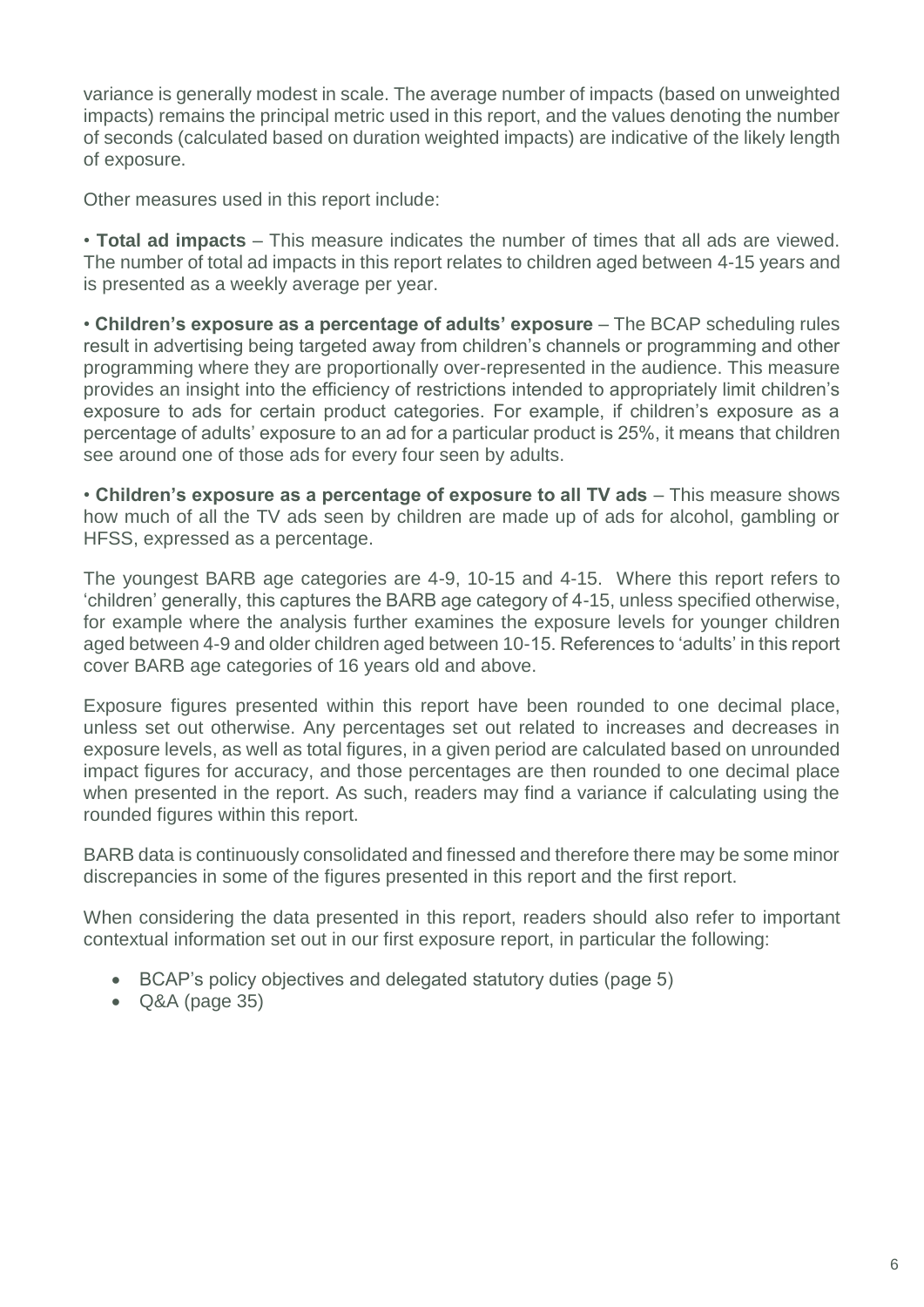variance is generally modest in scale. The average number of impacts (based on unweighted impacts) remains the principal metric used in this report, and the values denoting the number of seconds (calculated based on duration weighted impacts) are indicative of the likely length of exposure.

Other measures used in this report include:

• **Total ad impacts** – This measure indicates the number of times that all ads are viewed. The number of total ad impacts in this report relates to children aged between 4-15 years and is presented as a weekly average per year.

• **Children's exposure as a percentage of adults' exposure** – The BCAP scheduling rules result in advertising being targeted away from children's channels or programming and other programming where they are proportionally over-represented in the audience. This measure provides an insight into the efficiency of restrictions intended to appropriately limit children's exposure to ads for certain product categories. For example, if children's exposure as a percentage of adults' exposure to an ad for a particular product is 25%, it means that children see around one of those ads for every four seen by adults.

• **Children's exposure as a percentage of exposure to all TV ads** – This measure shows how much of all the TV ads seen by children are made up of ads for alcohol, gambling or HFSS, expressed as a percentage.

The youngest BARB age categories are 4-9, 10-15 and 4-15. Where this report refers to 'children' generally, this captures the BARB age category of 4-15, unless specified otherwise, for example where the analysis further examines the exposure levels for younger children aged between 4-9 and older children aged between 10-15. References to 'adults' in this report cover BARB age categories of 16 years old and above.

Exposure figures presented within this report have been rounded to one decimal place, unless set out otherwise. Any percentages set out related to increases and decreases in exposure levels, as well as total figures, in a given period are calculated based on unrounded impact figures for accuracy, and those percentages are then rounded to one decimal place when presented in the report. As such, readers may find a variance if calculating using the rounded figures within this report.

BARB data is continuously consolidated and finessed and therefore there may be some minor discrepancies in some of the figures presented in this report and the first report.

When considering the data presented in this report, readers should also refer to important contextual information set out in our first exposure report, in particular the following:

- BCAP's policy objectives and delegated statutory duties (page 5)
- Q&A (page 35)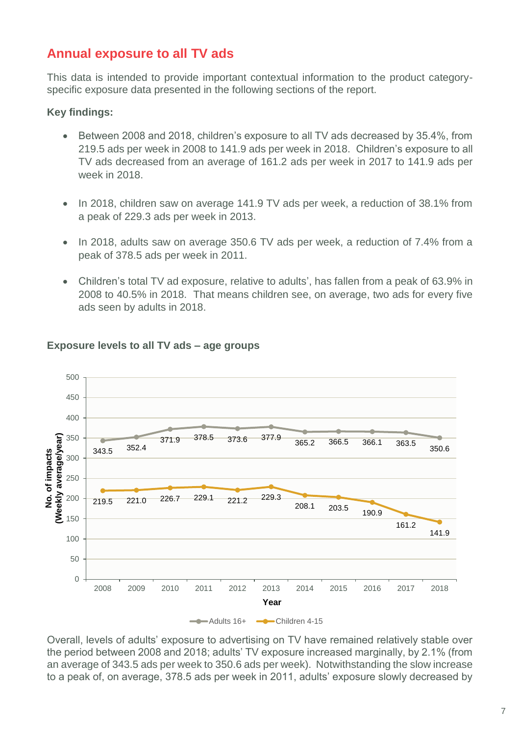## Annual exposure to all TV ads

This data is intended to provide important contextual information to the product category-specific exposure data presented in the following sections of the report.

**Key findings:**

- Between 2008 and 2018, children's exposure to all TV ads decreased by 35.4%, from 219.5 ads per week in 2008 to 141.9 ads per week in 2018. Children's exposure to all TV ads decreased from an average of 161.2 ads per week in 2017 to 141.9 ads per week in 2018.
- In 2018, children saw on average 141.9 TV ads per week, a reduction of 38.1% from a peak of 229.3 ads per week in 2013.
- In 2018, adults saw on average 350.6 TV ads per week, a reduction of 7.4% from a peak of 378.5 ads per week in 2011.
- Children's total TV ad exposure, relative to adults', has fallen from a peak of 63.9% in 2008 to 40.5% in 2018. That means children see, on average, two ads for every five ads seen by adults in 2018.

**Exposure levels to all TV ads – age groups**

| Year | Adults 16+ | Children 4-15 |
|---|---|---|
| 2008 | 343.5 | 219.5 |
| 2009 | 352.4 | 221.0 |
| 2010 | 371.9 | 226.7 |
| 2011 | 378.5 | 229.1 |
| 2012 | 373.6 | 221.2 |
| 2013 | 377.9 | 229.3 |
| 2014 | 365.2 | 208.1 |
| 2015 | 366.5 | 203.5 |
| 2016 | 366.1 | 190.9 |
| 2017 | 363.5 | 161.2 |
| 2018 | 350.6 | 141.9 |

Overall, levels of adults' exposure to advertising on TV have remained relatively stable over the period between 2008 and 2018; adults' TV exposure increased marginally, by 2.1% (from an average of 343.5 ads per week to 350.6 ads per week). Notwithstanding the slow increase to a peak of, on average, 378.5 ads per week in 2011, adults' exposure slowly decreased by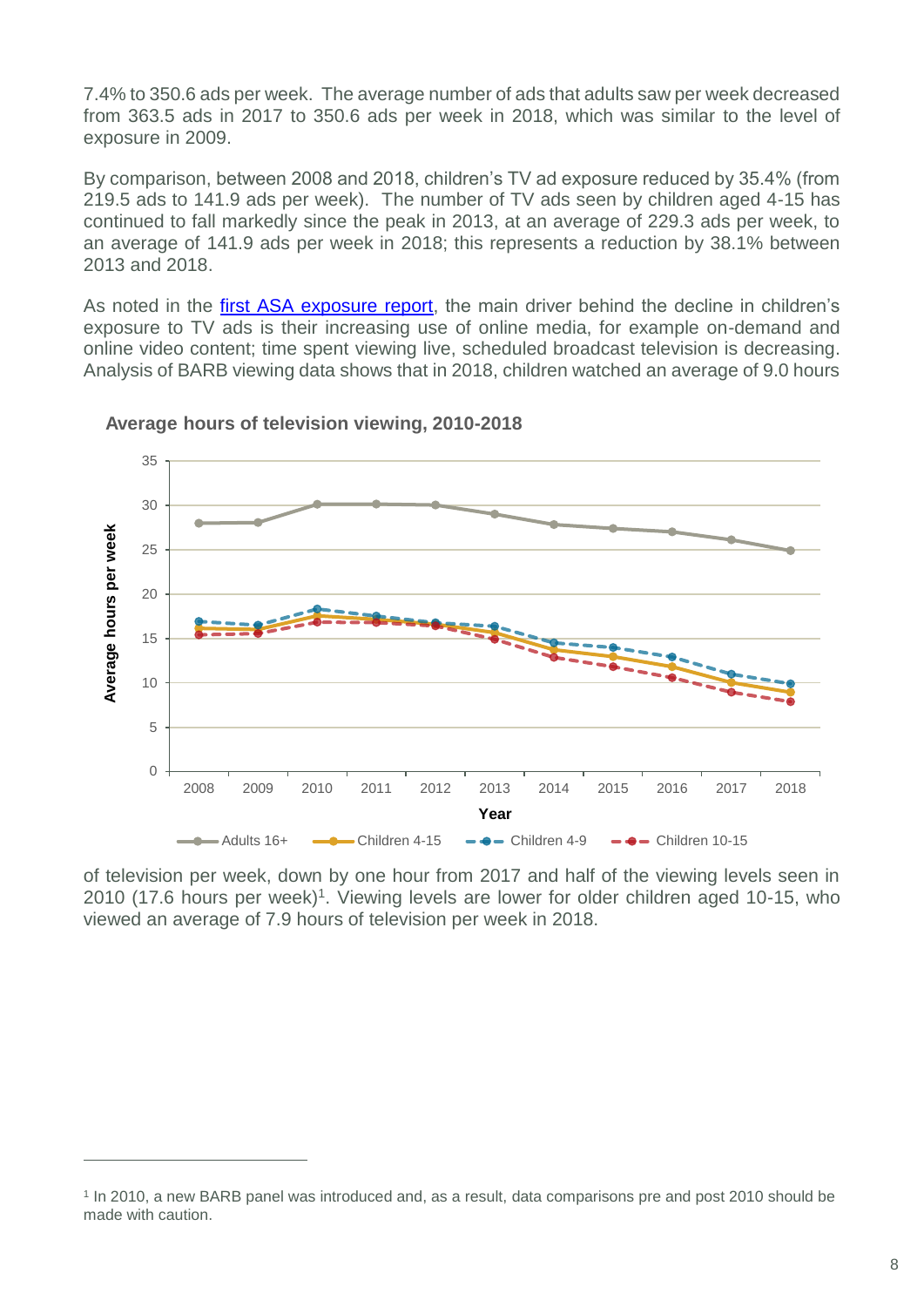7.4% to 350.6 ads per week. The average number of ads that adults saw per week decreased from 363.5 ads in 2017 to 350.6 ads per week in 2018, which was similar to the level of exposure in 2009.

By comparison, between 2008 and 2018, children's TV ad exposure reduced by 35.4% (from 219.5 ads to 141.9 ads per week). The number of TV ads seen by children aged 4-15 has continued to fall markedly since the peak in 2013, at an average of 229.3 ads per week, to an average of 141.9 ads per week in 2018; this represents a reduction by 38.1% between 2013 and 2018.

As noted in the first ASA exposure report, the main driver behind the decline in children's exposure to TV ads is their increasing use of online media, for example on-demand and online video content; time spent viewing live, scheduled broadcast television is decreasing. Analysis of BARB viewing data shows that in 2018, children watched an average of 9.0 hours

**Average hours of television viewing, 2010-2018**

of television per week, down by one hour from 2017 and half of the viewing levels seen in 2010 (17.6 hours per week)[1]. Viewing levels are lower for older children aged 10-15, who viewed an average of 7.9 hours of television per week in 2018.

[1] In 2010, a new BARB panel was introduced and, as a result, data comparisons pre and post 2010 should be made with caution.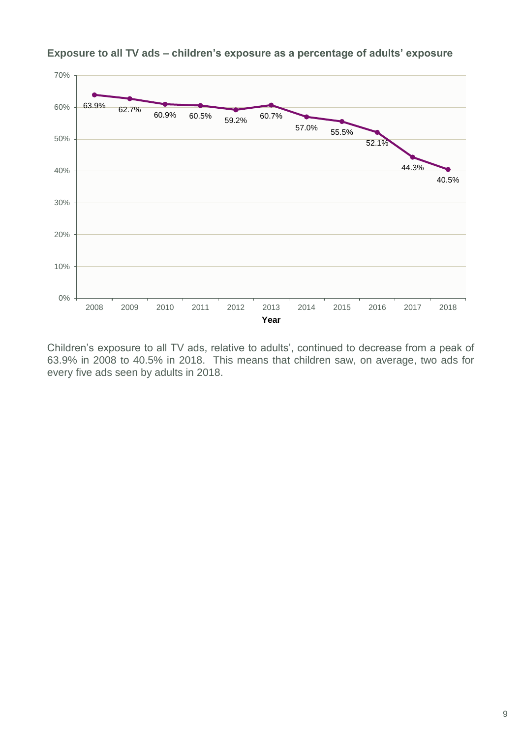**Exposure to all TV ads – children's exposure as a percentage of adults' exposure**

| Year | Children's exposure as % of adults' |
| --- | --- |
| 2008 | 63.9% |
| 2009 | 62.7% |
| 2010 | 60.9% |
| 2011 | 60.5% |
| 2012 | 59.2% |
| 2013 | 60.7% |
| 2014 | 57.0% |
| 2015 | 55.5% |
| 2016 | 52.1% |
| 2017 | 44.3% |
| 2018 | 40.5% |

Children's exposure to all TV ads, relative to adults', continued to decrease from a peak of 63.9% in 2008 to 40.5% in 2018. This means that children saw, on average, two ads for every five ads seen by adults in 2018.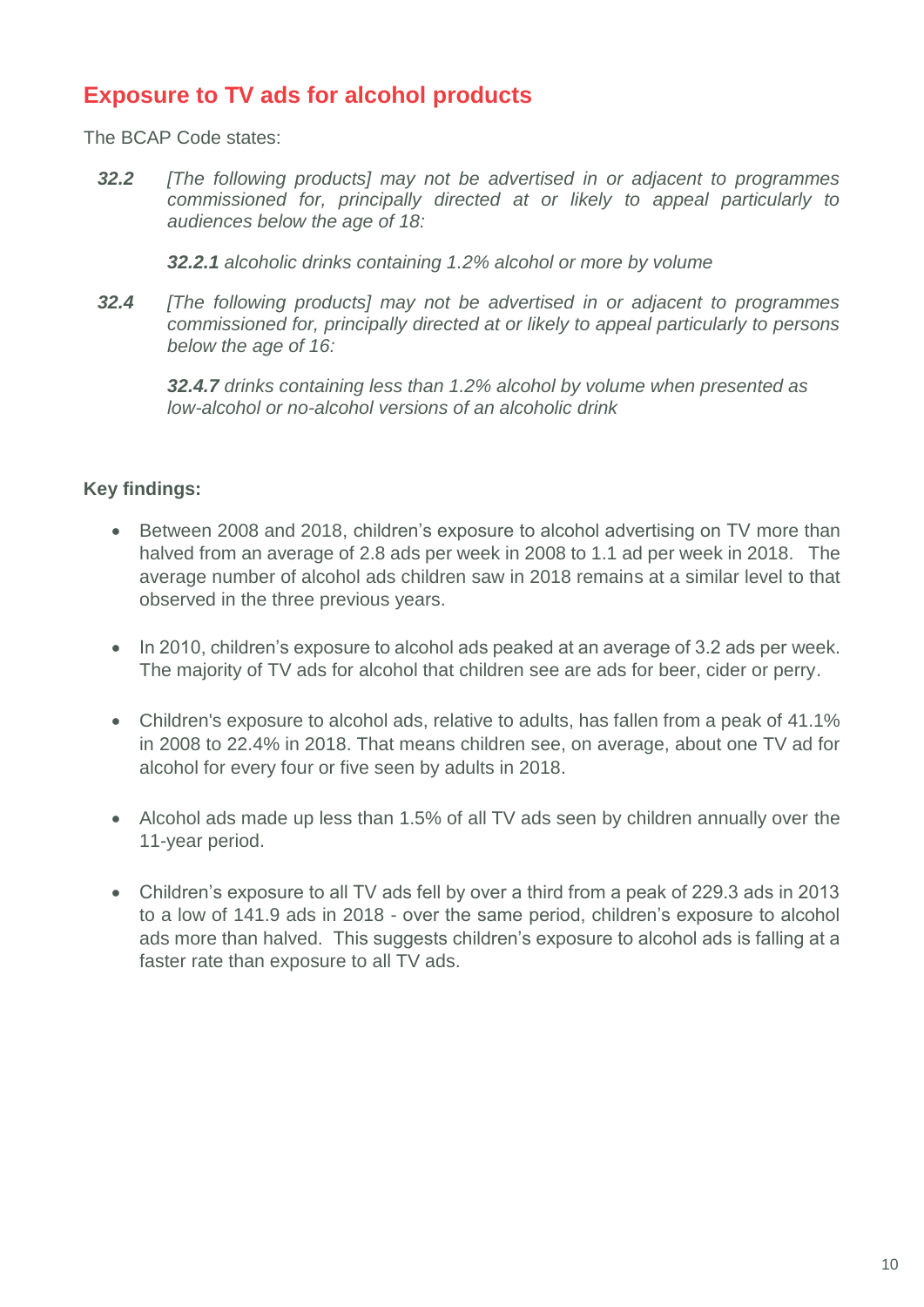## Exposure to TV ads for alcohol products

The BCAP Code states:

> ***32.2*** *[The following products] may not be advertised in or adjacent to programmes commissioned for, principally directed at or likely to appeal particularly to audiences below the age of 18:*
>
> ***32.2.1*** *alcoholic drinks containing 1.2% alcohol or more by volume*
>
> ***32.4*** *[The following products] may not be advertised in or adjacent to programmes commissioned for, principally directed at or likely to appeal particularly to persons below the age of 16:*
>
> ***32.4.7*** *drinks containing less than 1.2% alcohol by volume when presented as low-alcohol or no-alcohol versions of an alcoholic drink*

**Key findings:**

- Between 2008 and 2018, children's exposure to alcohol advertising on TV more than halved from an average of 2.8 ads per week in 2008 to 1.1 ad per week in 2018. The average number of alcohol ads children saw in 2018 remains at a similar level to that observed in the three previous years.
- In 2010, children's exposure to alcohol ads peaked at an average of 3.2 ads per week. The majority of TV ads for alcohol that children see are ads for beer, cider or perry.
- Children's exposure to alcohol ads, relative to adults, has fallen from a peak of 41.1% in 2008 to 22.4% in 2018. That means children see, on average, about one TV ad for alcohol for every four or five seen by adults in 2018.
- Alcohol ads made up less than 1.5% of all TV ads seen by children annually over the 11-year period.
- Children's exposure to all TV ads fell by over a third from a peak of 229.3 ads in 2013 to a low of 141.9 ads in 2018 - over the same period, children's exposure to alcohol ads more than halved. This suggests children's exposure to alcohol ads is falling at a faster rate than exposure to all TV ads.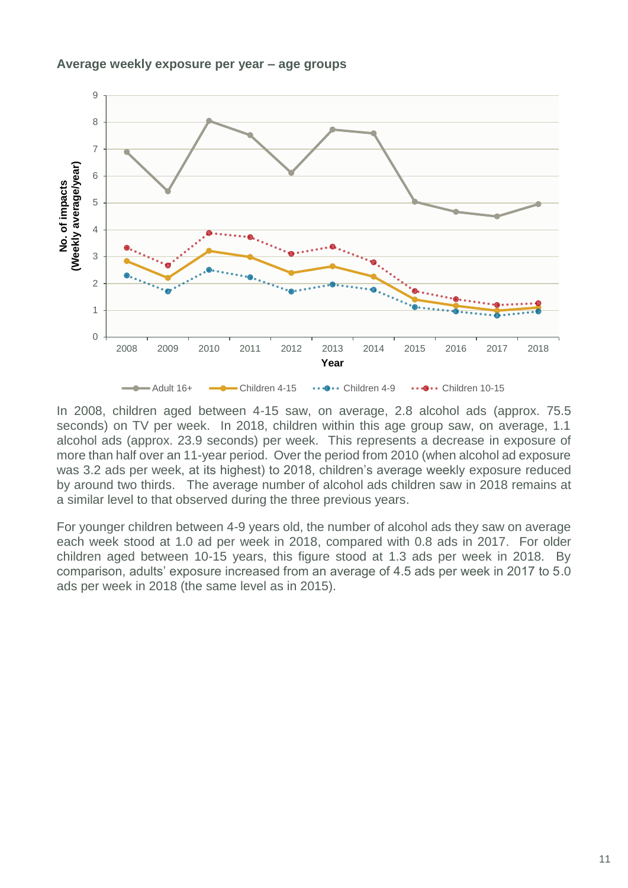**Average weekly exposure per year – age groups**

In 2008, children aged between 4-15 saw, on average, 2.8 alcohol ads (approx. 75.5 seconds) on TV per week. In 2018, children within this age group saw, on average, 1.1 alcohol ads (approx. 23.9 seconds) per week. This represents a decrease in exposure of more than half over an 11-year period. Over the period from 2010 (when alcohol ad exposure was 3.2 ads per week, at its highest) to 2018, children's average weekly exposure reduced by around two thirds. The average number of alcohol ads children saw in 2018 remains at a similar level to that observed during the three previous years.

For younger children between 4-9 years old, the number of alcohol ads they saw on average each week stood at 1.0 ad per week in 2018, compared with 0.8 ads in 2017. For older children aged between 10-15 years, this figure stood at 1.3 ads per week in 2018. By comparison, adults' exposure increased from an average of 4.5 ads per week in 2017 to 5.0 ads per week in 2018 (the same level as in 2015).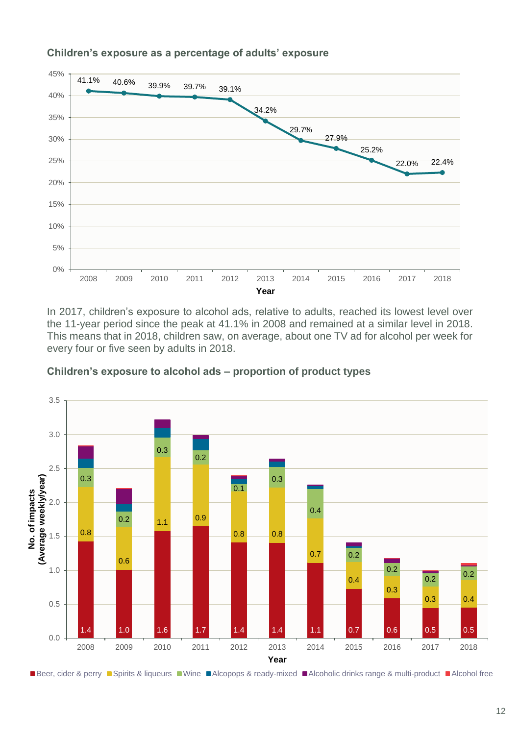### Children's exposure as a percentage of adults' exposure

| Year | 2008 | 2009 | 2010 | 2011 | 2012 | 2013 | 2014 | 2015 | 2016 | 2017 | 2018 |
|---|---|---|---|---|---|---|---|---|---|---|---|
| Children's exposure as % of adults' | 41.1% | 40.6% | 39.9% | 39.7% | 39.1% | 34.2% | 29.7% | 27.9% | 25.2% | 22.0% | 22.4% |

In 2017, children's exposure to alcohol ads, relative to adults, reached its lowest level over the 11-year period since the peak at 41.1% in 2008 and remained at a similar level in 2018. This means that in 2018, children saw, on average, about one TV ad for alcohol per week for every four or five seen by adults in 2018.

### Children's exposure to alcohol ads – proportion of product types

No. of impacts (Average weekly/year)

| Year | Beer, cider & perry | Spirits & liqueurs | Wine |
|---|---|---|---|
| 2008 | 1.4 | 0.8 | 0.3 |
| 2009 | 1.0 | 0.6 | 0.2 |
| 2010 | 1.6 | 1.1 | 0.3 |
| 2011 | 1.7 | 0.9 | 0.2 |
| 2012 | 1.4 | 0.8 | 0.1 |
| 2013 | 1.4 | 0.8 | 0.3 |
| 2014 | 1.1 | 0.7 | 0.4 |
| 2015 | 0.7 | 0.4 | 0.2 |
| 2016 | 0.6 | 0.3 | 0.2 |
| 2017 | 0.5 | 0.3 | 0.2 |
| 2018 | 0.5 | 0.4 | 0.2 |

Legend: Beer, cider & perry; Spirits & liqueurs; Wine; Alcopops & ready-mixed; Alcoholic drinks range & multi-product; Alcohol free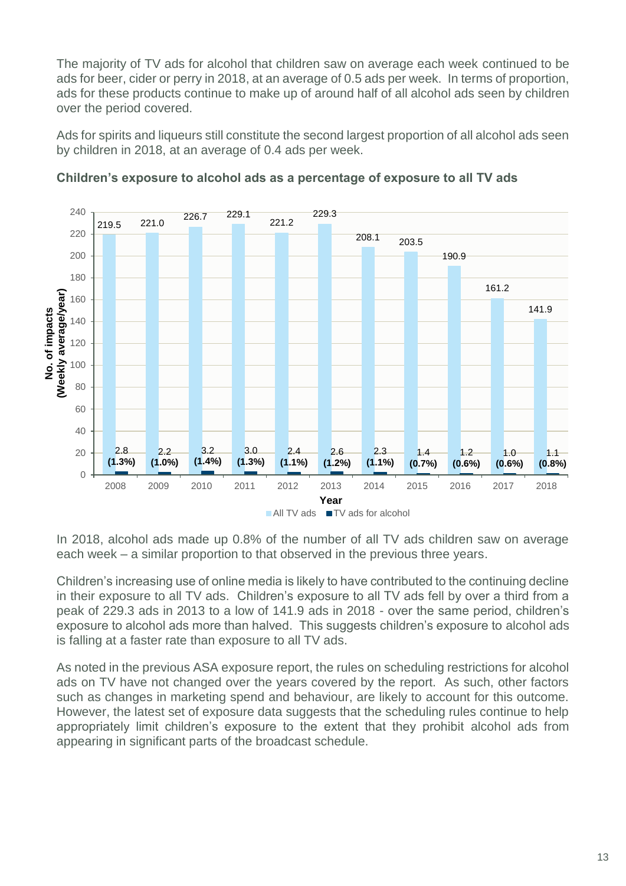The majority of TV ads for alcohol that children saw on average each week continued to be ads for beer, cider or perry in 2018, at an average of 0.5 ads per week. In terms of proportion, ads for these products continue to make up of around half of all alcohol ads seen by children over the period covered.

Ads for spirits and liqueurs still constitute the second largest proportion of all alcohol ads seen by children in 2018, at an average of 0.4 ads per week.

**Children's exposure to alcohol ads as a percentage of exposure to all TV ads**

| Year | All TV ads | TV ads for alcohol |
|---|---|---|
| 2008 | 219.5 | 2.8 (1.3%) |
| 2009 | 221.0 | 2.2 (1.0%) |
| 2010 | 226.7 | 3.2 (1.4%) |
| 2011 | 229.1 | 3.0 (1.3%) |
| 2012 | 221.2 | 2.4 (1.1%) |
| 2013 | 229.3 | 2.6 (1.2%) |
| 2014 | 208.1 | 2.3 (1.1%) |
| 2015 | 203.5 | 1.4 (0.7%) |
| 2016 | 190.9 | 1.2 (0.6%) |
| 2017 | 161.2 | 1.0 (0.6%) |
| 2018 | 141.9 | 1.1 (0.8%) |

No. of impacts (Weekly average/year)

In 2018, alcohol ads made up 0.8% of the number of all TV ads children saw on average each week – a similar proportion to that observed in the previous three years.

Children's increasing use of online media is likely to have contributed to the continuing decline in their exposure to all TV ads. Children's exposure to all TV ads fell by over a third from a peak of 229.3 ads in 2013 to a low of 141.9 ads in 2018 - over the same period, children's exposure to alcohol ads more than halved. This suggests children's exposure to alcohol ads is falling at a faster rate than exposure to all TV ads.

As noted in the previous ASA exposure report, the rules on scheduling restrictions for alcohol ads on TV have not changed over the years covered by the report. As such, other factors such as changes in marketing spend and behaviour, are likely to account for this outcome. However, the latest set of exposure data suggests that the scheduling rules continue to help appropriately limit children's exposure to the extent that they prohibit alcohol ads from appearing in significant parts of the broadcast schedule.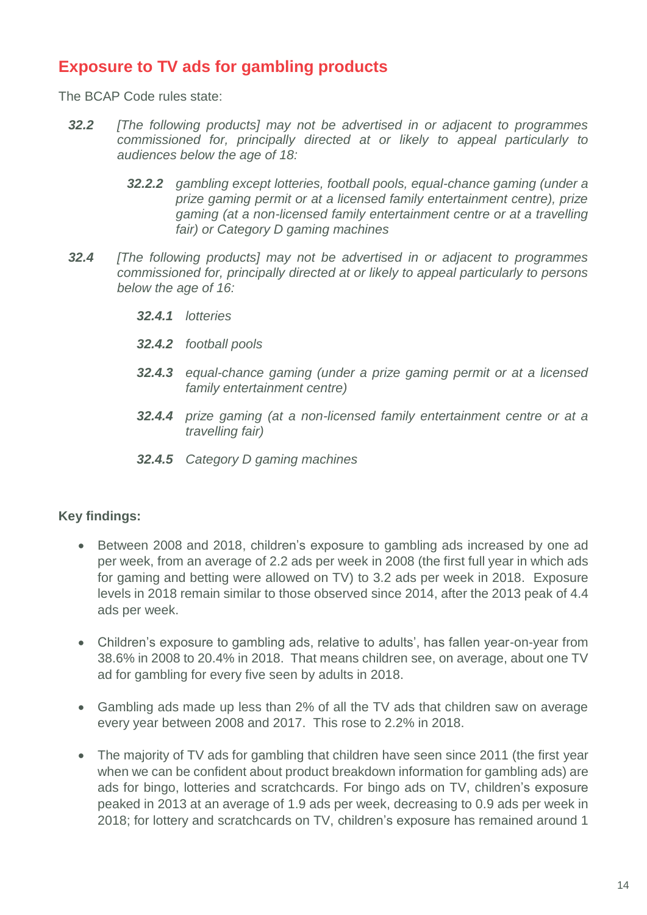## Exposure to TV ads for gambling products

The BCAP Code rules state:

**32.2** *[The following products] may not be advertised in or adjacent to programmes commissioned for, principally directed at or likely to appeal particularly to audiences below the age of 18:*

> ***32.2.2*** *gambling except lotteries, football pools, equal-chance gaming (under a prize gaming permit or at a licensed family entertainment centre), prize gaming (at a non-licensed family entertainment centre or at a travelling fair) or Category D gaming machines*

**32.4** *[The following products] may not be advertised in or adjacent to programmes commissioned for, principally directed at or likely to appeal particularly to persons below the age of 16:*

> ***32.4.1*** *lotteries*
>
> ***32.4.2*** *football pools*
>
> ***32.4.3*** *equal-chance gaming (under a prize gaming permit or at a licensed family entertainment centre)*
>
> ***32.4.4*** *prize gaming (at a non-licensed family entertainment centre or at a travelling fair)*
>
> ***32.4.5*** *Category D gaming machines*

**Key findings:**

- Between 2008 and 2018, children's exposure to gambling ads increased by one ad per week, from an average of 2.2 ads per week in 2008 (the first full year in which ads for gaming and betting were allowed on TV) to 3.2 ads per week in 2018. Exposure levels in 2018 remain similar to those observed since 2014, after the 2013 peak of 4.4 ads per week.

- Children's exposure to gambling ads, relative to adults', has fallen year-on-year from 38.6% in 2008 to 20.4% in 2018. That means children see, on average, about one TV ad for gambling for every five seen by adults in 2018.

- Gambling ads made up less than 2% of all the TV ads that children saw on average every year between 2008 and 2017. This rose to 2.2% in 2018.

- The majority of TV ads for gambling that children have seen since 2011 (the first year when we can be confident about product breakdown information for gambling ads) are ads for bingo, lotteries and scratchcards. For bingo ads on TV, children's exposure peaked in 2013 at an average of 1.9 ads per week, decreasing to 0.9 ads per week in 2018; for lottery and scratchcards on TV, children's exposure has remained around 1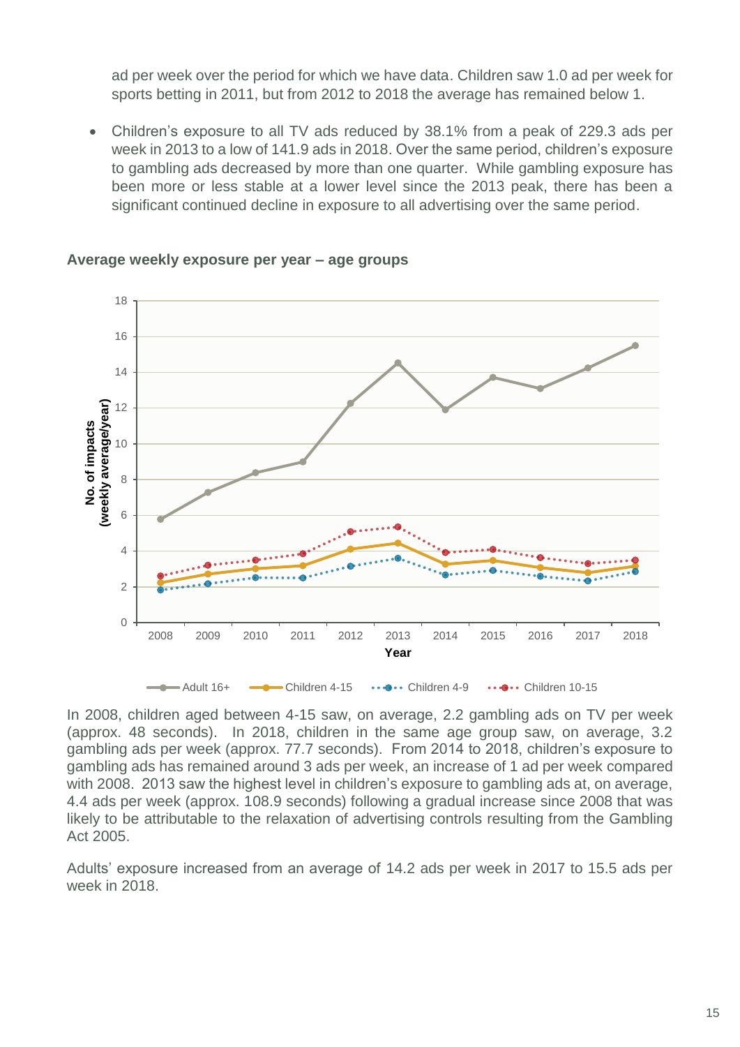ad per week over the period for which we have data. Children saw 1.0 ad per week for sports betting in 2011, but from 2012 to 2018 the average has remained below 1.

- Children's exposure to all TV ads reduced by 38.1% from a peak of 229.3 ads per week in 2013 to a low of 141.9 ads in 2018. Over the same period, children's exposure to gambling ads decreased by more than one quarter. While gambling exposure has been more or less stable at a lower level since the 2013 peak, there has been a significant continued decline in exposure to all advertising over the same period.

**Average weekly exposure per year – age groups**

In 2008, children aged between 4-15 saw, on average, 2.2 gambling ads on TV per week (approx. 48 seconds). In 2018, children in the same age group saw, on average, 3.2 gambling ads per week (approx. 77.7 seconds). From 2014 to 2018, children's exposure to gambling ads has remained around 3 ads per week, an increase of 1 ad per week compared with 2008. 2013 saw the highest level in children's exposure to gambling ads at, on average, 4.4 ads per week (approx. 108.9 seconds) following a gradual increase since 2008 that was likely to be attributable to the relaxation of advertising controls resulting from the Gambling Act 2005.

Adults' exposure increased from an average of 14.2 ads per week in 2017 to 15.5 ads per week in 2018.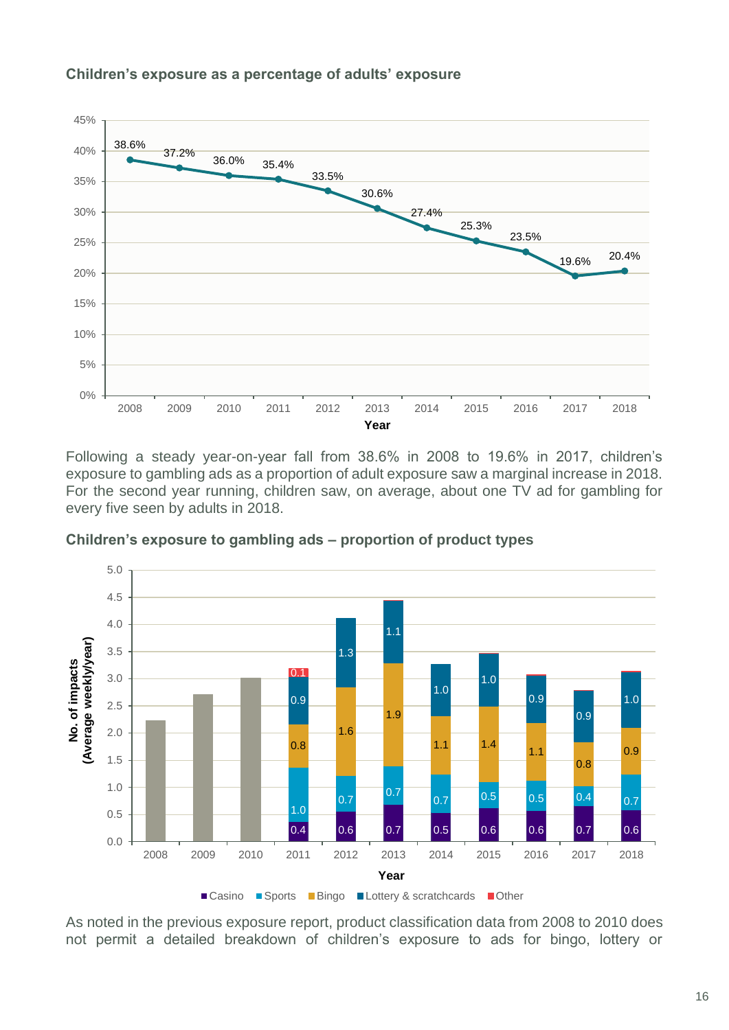**Children's exposure as a percentage of adults' exposure**

| Year | 2008 | 2009 | 2010 | 2011 | 2012 | 2013 | 2014 | 2015 | 2016 | 2017 | 2018 |
|---|---|---|---|---|---|---|---|---|---|---|---|
| Children's exposure as % of adults' | 38.6% | 37.2% | 36.0% | 35.4% | 33.5% | 30.6% | 27.4% | 25.3% | 23.5% | 19.6% | 20.4% |

Following a steady year-on-year fall from 38.6% in 2008 to 19.6% in 2017, children's exposure to gambling ads as a proportion of adult exposure saw a marginal increase in 2018. For the second year running, children saw, on average, about one TV ad for gambling for every five seen by adults in 2018.

**Children's exposure to gambling ads – proportion of product types**

No. of impacts (Average weekly/year)

| Year | Casino | Sports | Bingo | Lottery & scratchcards | Other |
|---|---|---|---|---|---|
| 2011 | 0.4 | 1.0 | 0.8 | 0.9 | 0.1 |
| 2012 | 0.6 | 0.7 | 1.6 | 1.3 | |
| 2013 | 0.7 | 0.7 | 1.9 | 1.1 | |
| 2014 | 0.5 | 0.7 | 1.1 | 1.0 | |
| 2015 | 0.6 | 0.5 | 1.4 | 1.0 | |
| 2016 | 0.6 | 0.5 | 1.1 | 0.9 | |
| 2017 | 0.7 | 0.4 | 0.8 | 0.9 | |
| 2018 | 0.6 | 0.7 | 0.9 | 1.0 | |

As noted in the previous exposure report, product classification data from 2008 to 2010 does not permit a detailed breakdown of children's exposure to ads for bingo, lottery or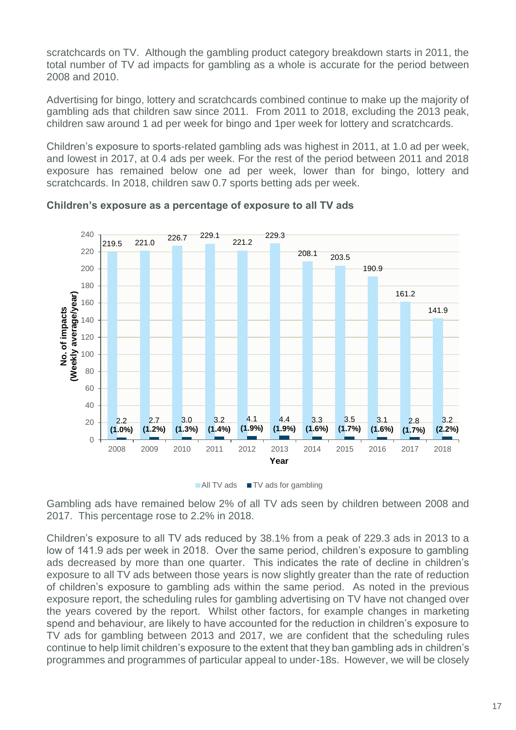scratchcards on TV. Although the gambling product category breakdown starts in 2011, the total number of TV ad impacts for gambling as a whole is accurate for the period between 2008 and 2010.

Advertising for bingo, lottery and scratchcards combined continue to make up the majority of gambling ads that children saw since 2011. From 2011 to 2018, excluding the 2013 peak, children saw around 1 ad per week for bingo and 1per week for lottery and scratchcards.

Children's exposure to sports-related gambling ads was highest in 2011, at 1.0 ad per week, and lowest in 2017, at 0.4 ads per week. For the rest of the period between 2011 and 2018 exposure has remained below one ad per week, lower than for bingo, lottery and scratchcards. In 2018, children saw 0.7 sports betting ads per week.

**Children's exposure as a percentage of exposure to all TV ads**

No. of impacts (Weekly average/year)

| Year | All TV ads | TV ads for gambling |
|---|---|---|
| 2008 | 219.5 | 2.2 (1.0%) |
| 2009 | 221.0 | 2.7 (1.2%) |
| 2010 | 226.7 | 3.0 (1.3%) |
| 2011 | 229.1 | 3.2 (1.4%) |
| 2012 | 221.2 | 4.1 (1.9%) |
| 2013 | 229.3 | 4.4 (1.9%) |
| 2014 | 208.1 | 3.3 (1.6%) |
| 2015 | 203.5 | 3.5 (1.7%) |
| 2016 | 190.9 | 3.1 (1.6%) |
| 2017 | 161.2 | 2.8 (1.7%) |
| 2018 | 141.9 | 3.2 (2.2%) |

Gambling ads have remained below 2% of all TV ads seen by children between 2008 and 2017. This percentage rose to 2.2% in 2018.

Children's exposure to all TV ads reduced by 38.1% from a peak of 229.3 ads in 2013 to a low of 141.9 ads per week in 2018. Over the same period, children's exposure to gambling ads decreased by more than one quarter. This indicates the rate of decline in children's exposure to all TV ads between those years is now slightly greater than the rate of reduction of children's exposure to gambling ads within the same period. As noted in the previous exposure report, the scheduling rules for gambling advertising on TV have not changed over the years covered by the report. Whilst other factors, for example changes in marketing spend and behaviour, are likely to have accounted for the reduction in children's exposure to TV ads for gambling between 2013 and 2017, we are confident that the scheduling rules continue to help limit children's exposure to the extent that they ban gambling ads in children's programmes and programmes of particular appeal to under-18s. However, we will be closely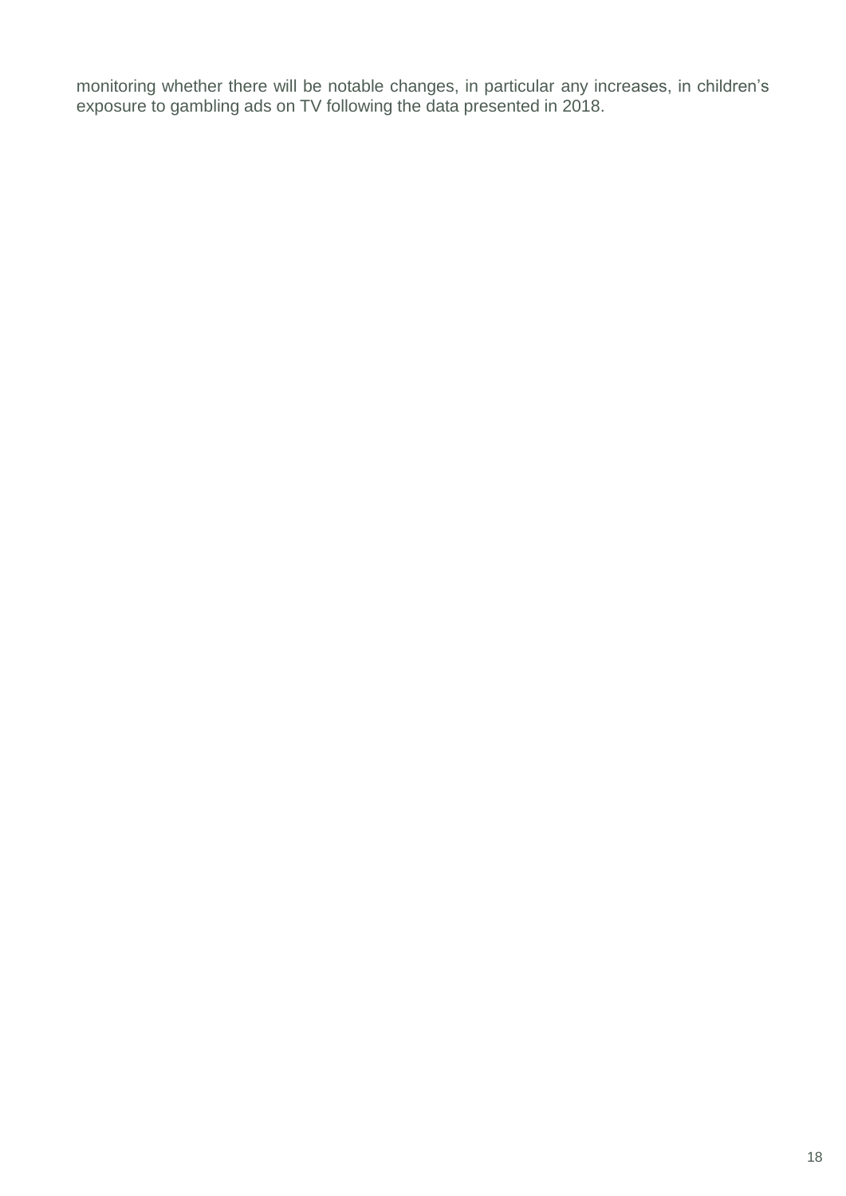monitoring whether there will be notable changes, in particular any increases, in children's exposure to gambling ads on TV following the data presented in 2018.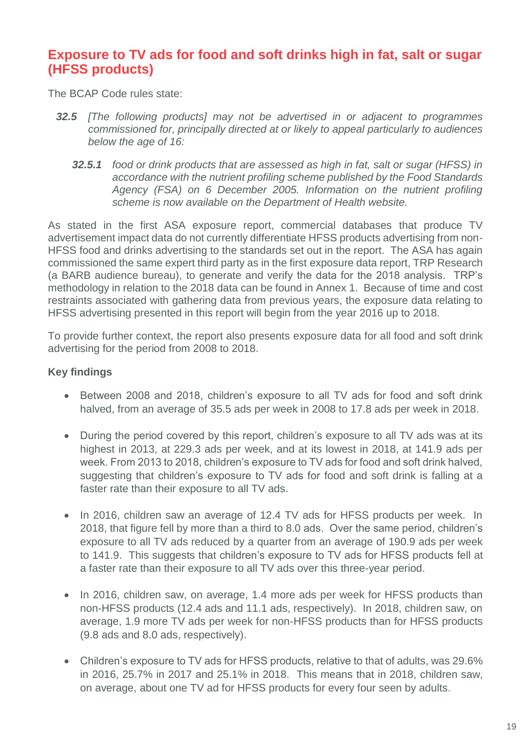## Exposure to TV ads for food and soft drinks high in fat, salt or sugar (HFSS products)

The BCAP Code rules state:

> ***32.5*** *[The following products] may not be advertised in or adjacent to programmes commissioned for, principally directed at or likely to appeal particularly to audiences below the age of 16:*
>
> > ***32.5.1*** *food or drink products that are assessed as high in fat, salt or sugar (HFSS) in accordance with the nutrient profiling scheme published by the Food Standards Agency (FSA) on 6 December 2005. Information on the nutrient profiling scheme is now available on the Department of Health website.*

As stated in the first ASA exposure report, commercial databases that produce TV advertisement impact data do not currently differentiate HFSS products advertising from non-HFSS food and drinks advertising to the standards set out in the report. The ASA has again commissioned the same expert third party as in the first exposure data report, TRP Research (a BARB audience bureau), to generate and verify the data for the 2018 analysis. TRP's methodology in relation to the 2018 data can be found in Annex 1. Because of time and cost restraints associated with gathering data from previous years, the exposure data relating to HFSS advertising presented in this report will begin from the year 2016 up to 2018.

To provide further context, the report also presents exposure data for all food and soft drink advertising for the period from 2008 to 2018.

**Key findings**

- Between 2008 and 2018, children's exposure to all TV ads for food and soft drink halved, from an average of 35.5 ads per week in 2008 to 17.8 ads per week in 2018.
- During the period covered by this report, children's exposure to all TV ads was at its highest in 2013, at 229.3 ads per week, and at its lowest in 2018, at 141.9 ads per week. From 2013 to 2018, children's exposure to TV ads for food and soft drink halved, suggesting that children's exposure to TV ads for food and soft drink is falling at a faster rate than their exposure to all TV ads.
- In 2016, children saw an average of 12.4 TV ads for HFSS products per week. In 2018, that figure fell by more than a third to 8.0 ads. Over the same period, children's exposure to all TV ads reduced by a quarter from an average of 190.9 ads per week to 141.9. This suggests that children's exposure to TV ads for HFSS products fell at a faster rate than their exposure to all TV ads over this three-year period.
- In 2016, children saw, on average, 1.4 more ads per week for HFSS products than non-HFSS products (12.4 ads and 11.1 ads, respectively). In 2018, children saw, on average, 1.9 more TV ads per week for non-HFSS products than for HFSS products (9.8 ads and 8.0 ads, respectively).
- Children's exposure to TV ads for HFSS products, relative to that of adults, was 29.6% in 2016, 25.7% in 2017 and 25.1% in 2018. This means that in 2018, children saw, on average, about one TV ad for HFSS products for every four seen by adults.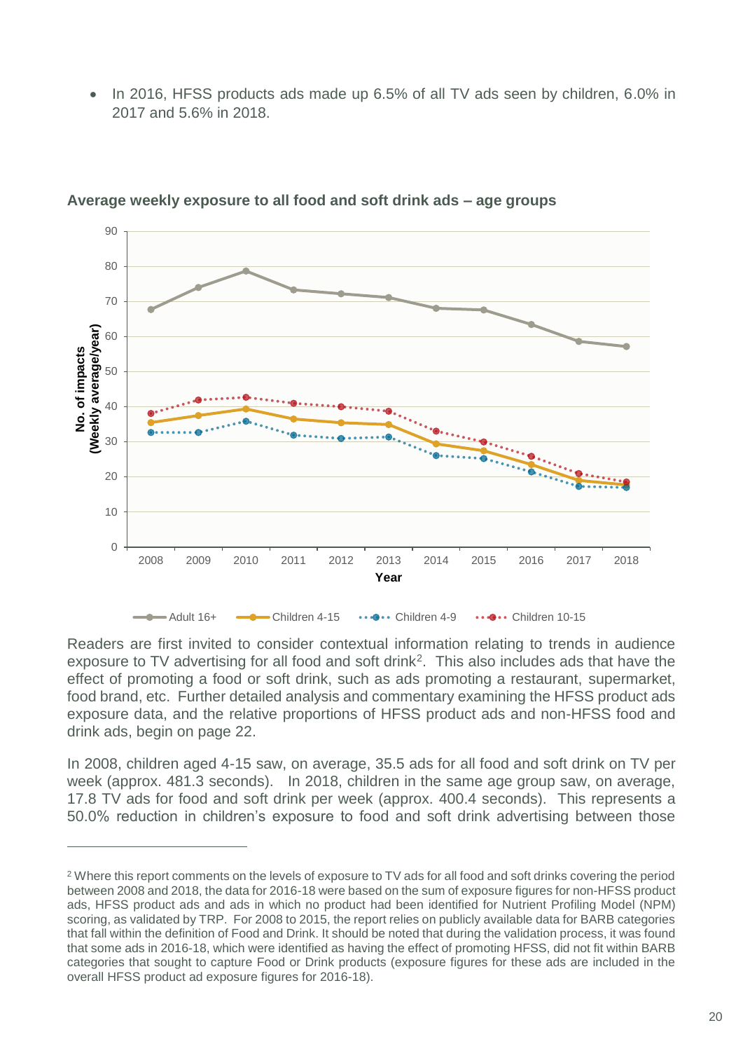- In 2016, HFSS products ads made up 6.5% of all TV ads seen by children, 6.0% in 2017 and 5.6% in 2018.

**Average weekly exposure to all food and soft drink ads – age groups**

Readers are first invited to consider contextual information relating to trends in audience exposure to TV advertising for all food and soft drink[2]. This also includes ads that have the effect of promoting a food or soft drink, such as ads promoting a restaurant, supermarket, food brand, etc. Further detailed analysis and commentary examining the HFSS product ads exposure data, and the relative proportions of HFSS product ads and non-HFSS food and drink ads, begin on page 22.

In 2008, children aged 4-15 saw, on average, 35.5 ads for all food and soft drink on TV per week (approx. 481.3 seconds). In 2018, children in the same age group saw, on average, 17.8 TV ads for food and soft drink per week (approx. 400.4 seconds). This represents a 50.0% reduction in children's exposure to food and soft drink advertising between those

[2] Where this report comments on the levels of exposure to TV ads for all food and soft drinks covering the period between 2008 and 2018, the data for 2016-18 were based on the sum of exposure figures for non-HFSS product ads, HFSS product ads and ads in which no product had been identified for Nutrient Profiling Model (NPM) scoring, as validated by TRP. For 2008 to 2015, the report relies on publicly available data for BARB categories that fall within the definition of Food and Drink. It should be noted that during the validation process, it was found that some ads in 2016-18, which were identified as having the effect of promoting HFSS, did not fit within BARB categories that sought to capture Food or Drink products (exposure figures for these ads are included in the overall HFSS product ad exposure figures for 2016-18).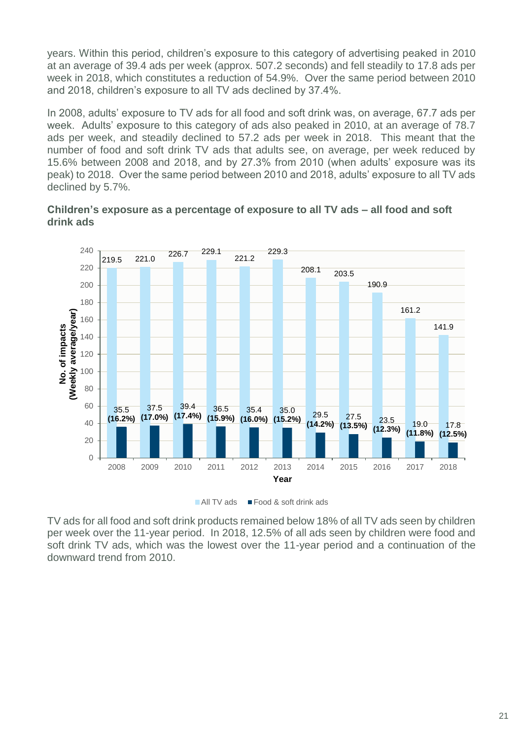years. Within this period, children's exposure to this category of advertising peaked in 2010 at an average of 39.4 ads per week (approx. 507.2 seconds) and fell steadily to 17.8 ads per week in 2018, which constitutes a reduction of 54.9%. Over the same period between 2010 and 2018, children's exposure to all TV ads declined by 37.4%.

In 2008, adults' exposure to TV ads for all food and soft drink was, on average, 67.7 ads per week. Adults' exposure to this category of ads also peaked in 2010, at an average of 78.7 ads per week, and steadily declined to 57.2 ads per week in 2018. This meant that the number of food and soft drink TV ads that adults see, on average, per week reduced by 15.6% between 2008 and 2018, and by 27.3% from 2010 (when adults' exposure was its peak) to 2018. Over the same period between 2010 and 2018, adults' exposure to all TV ads declined by 5.7%.

**Children's exposure as a percentage of exposure to all TV ads – all food and soft drink ads**

| Year | All TV ads | Food & soft drink ads |
|---|---|---|
| 2008 | 219.5 | 35.5 (16.2%) |
| 2009 | 221.0 | 37.5 (17.0%) |
| 2010 | 226.7 | 39.4 (17.4%) |
| 2011 | 229.1 | 36.5 (15.9%) |
| 2012 | 221.2 | 35.4 (16.0%) |
| 2013 | 229.3 | 35.0 (15.2%) |
| 2014 | 208.1 | 29.5 (14.2%) |
| 2015 | 203.5 | 27.5 (13.5%) |
| 2016 | 190.9 | 23.5 (12.3%) |
| 2017 | 161.2 | 19.0 (11.8%) |
| 2018 | 141.9 | 17.8 (12.5%) |

No. of impacts (Weekly average/year)

TV ads for all food and soft drink products remained below 18% of all TV ads seen by children per week over the 11-year period. In 2018, 12.5% of all ads seen by children were food and soft drink TV ads, which was the lowest over the 11-year period and a continuation of the downward trend from 2010.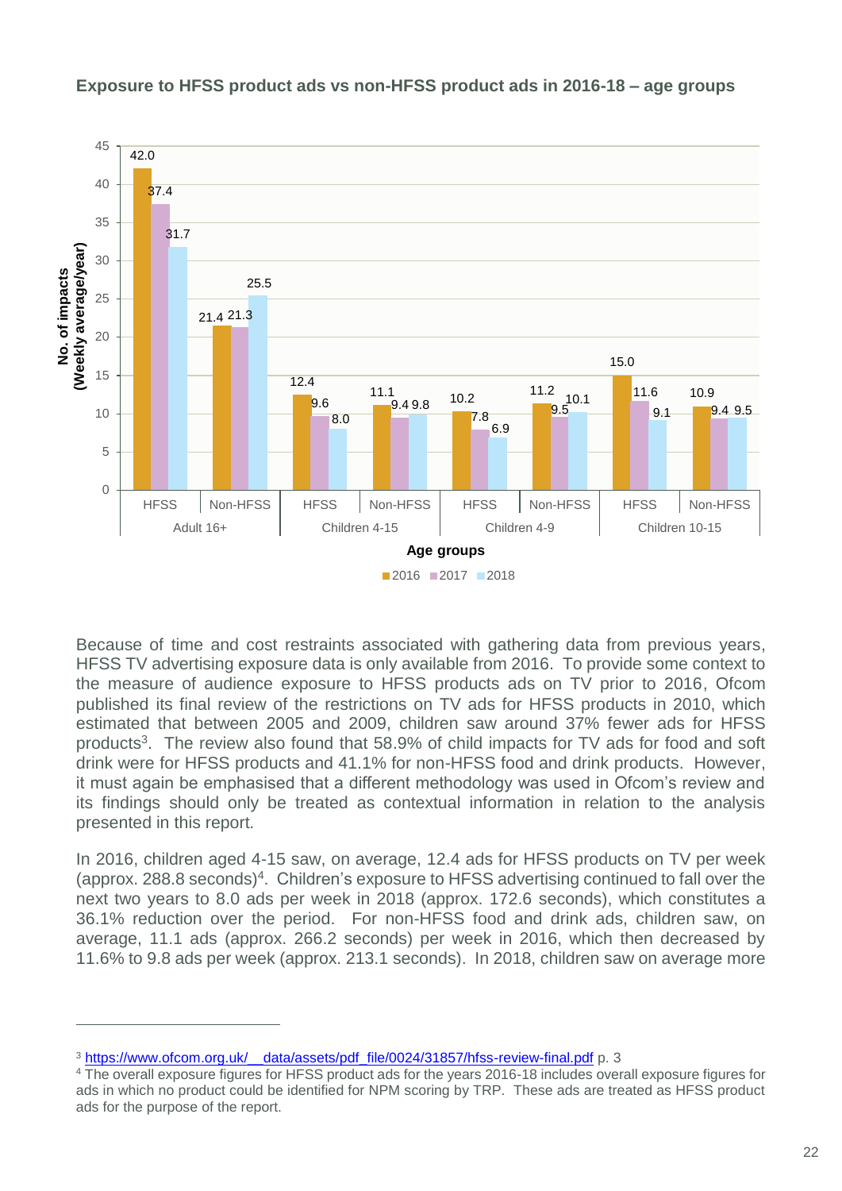### Exposure to HFSS product ads vs non-HFSS product ads in 2016-18 – age groups

| Age groups | | 2016 | 2017 | 2018 |
|---|---|---|---|---|
| Adult 16+ | HFSS | 42.0 | 37.4 | 31.7 |
| Adult 16+ | Non-HFSS | 21.4 | 21.3 | 25.5 |
| Children 4-15 | HFSS | 12.4 | 9.6 | 8.0 |
| Children 4-15 | Non-HFSS | 11.1 | 9.4 | 9.8 |
| Children 4-9 | HFSS | 10.2 | 7.8 | 6.9 |
| Children 4-9 | Non-HFSS | 11.2 | 9.5 | 10.1 |
| Children 10-15 | HFSS | 15.0 | 11.6 | 9.1 |
| Children 10-15 | Non-HFSS | 10.9 | 9.4 | 9.5 |

No. of impacts (Weekly average/year)

Because of time and cost restraints associated with gathering data from previous years, HFSS TV advertising exposure data is only available from 2016. To provide some context to the measure of audience exposure to HFSS products ads on TV prior to 2016, Ofcom published its final review of the restrictions on TV ads for HFSS products in 2010, which estimated that between 2005 and 2009, children saw around 37% fewer ads for HFSS products[3]. The review also found that 58.9% of child impacts for TV ads for food and soft drink were for HFSS products and 41.1% for non-HFSS food and drink products. However, it must again be emphasised that a different methodology was used in Ofcom's review and its findings should only be treated as contextual information in relation to the analysis presented in this report.

In 2016, children aged 4-15 saw, on average, 12.4 ads for HFSS products on TV per week (approx. 288.8 seconds)[4]. Children's exposure to HFSS advertising continued to fall over the next two years to 8.0 ads per week in 2018 (approx. 172.6 seconds), which constitutes a 36.1% reduction over the period. For non-HFSS food and drink ads, children saw, on average, 11.1 ads (approx. 266.2 seconds) per week in 2016, which then decreased by 11.6% to 9.8 ads per week (approx. 213.1 seconds). In 2018, children saw on average more

[3] https://www.ofcom.org.uk/__data/assets/pdf_file/0024/31857/hfss-review-final.pdf p. 3

[4] The overall exposure figures for HFSS product ads for the years 2016-18 includes overall exposure figures for ads in which no product could be identified for NPM scoring by TRP. These ads are treated as HFSS product ads for the purpose of the report.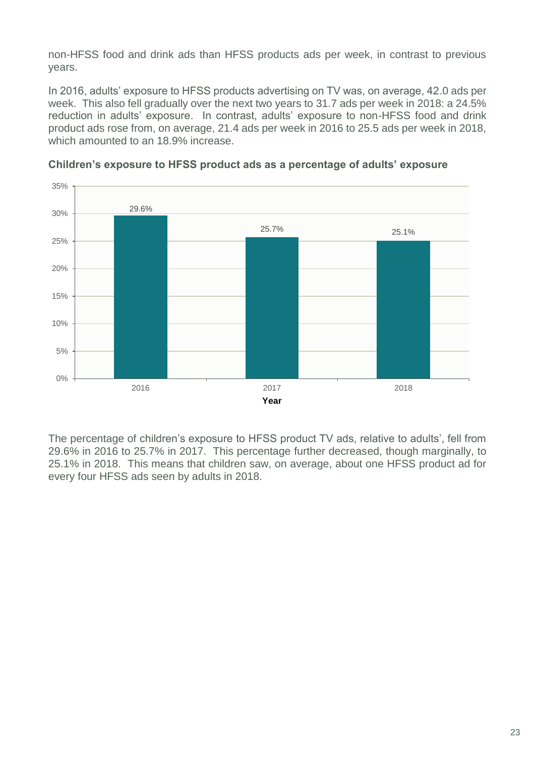non-HFSS food and drink ads than HFSS products ads per week, in contrast to previous years.

In 2016, adults' exposure to HFSS products advertising on TV was, on average, 42.0 ads per week. This also fell gradually over the next two years to 31.7 ads per week in 2018: a 24.5% reduction in adults' exposure. In contrast, adults' exposure to non-HFSS food and drink product ads rose from, on average, 21.4 ads per week in 2016 to 25.5 ads per week in 2018, which amounted to an 18.9% increase.

**Children's exposure to HFSS product ads as a percentage of adults' exposure**

| Year | Percentage |
|---|---|
| 2016 | 29.6% |
| 2017 | 25.7% |
| 2018 | 25.1% |

The percentage of children's exposure to HFSS product TV ads, relative to adults', fell from 29.6% in 2016 to 25.7% in 2017. This percentage further decreased, though marginally, to 25.1% in 2018. This means that children saw, on average, about one HFSS product ad for every four HFSS ads seen by adults in 2018.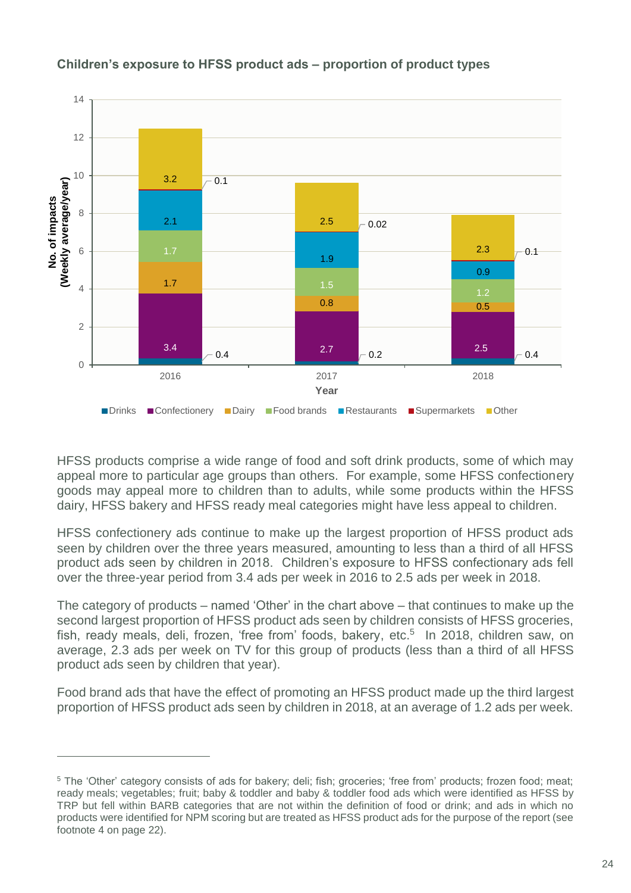**Children's exposure to HFSS product ads – proportion of product types**

| Year | Drinks | Confectionery | Dairy | Food brands | Restaurants | Supermarkets | Other |
|---|---|---|---|---|---|---|---|
| 2016 | 0.4 | 3.4 | 1.7 | 1.7 | 2.1 | 0.1 | 3.2 |
| 2017 | 0.2 | 2.7 | 0.8 | 1.5 | 1.9 | 0.02 | 2.5 |
| 2018 | 0.4 | 2.5 | 0.5 | 1.2 | 0.9 | 0.1 | 2.3 |

No. of impacts (Weekly average/year)

HFSS products comprise a wide range of food and soft drink products, some of which may appeal more to particular age groups than others. For example, some HFSS confectionery goods may appeal more to children than to adults, while some products within the HFSS dairy, HFSS bakery and HFSS ready meal categories might have less appeal to children.

HFSS confectionery ads continue to make up the largest proportion of HFSS product ads seen by children over the three years measured, amounting to less than a third of all HFSS product ads seen by children in 2018. Children's exposure to HFSS confectionary ads fell over the three-year period from 3.4 ads per week in 2016 to 2.5 ads per week in 2018.

The category of products – named 'Other' in the chart above – that continues to make up the second largest proportion of HFSS product ads seen by children consists of HFSS groceries, fish, ready meals, deli, frozen, 'free from' foods, bakery, etc.[5] In 2018, children saw, on average, 2.3 ads per week on TV for this group of products (less than a third of all HFSS product ads seen by children that year).

Food brand ads that have the effect of promoting an HFSS product made up the third largest proportion of HFSS product ads seen by children in 2018, at an average of 1.2 ads per week.

[5] The 'Other' category consists of ads for bakery; deli; fish; groceries; 'free from' products; frozen food; meat; ready meals; vegetables; fruit; baby & toddler and baby & toddler food ads which were identified as HFSS by TRP but fell within BARB categories that are not within the definition of food or drink; and ads in which no products were identified for NPM scoring but are treated as HFSS product ads for the purpose of the report (see footnote 4 on page 22).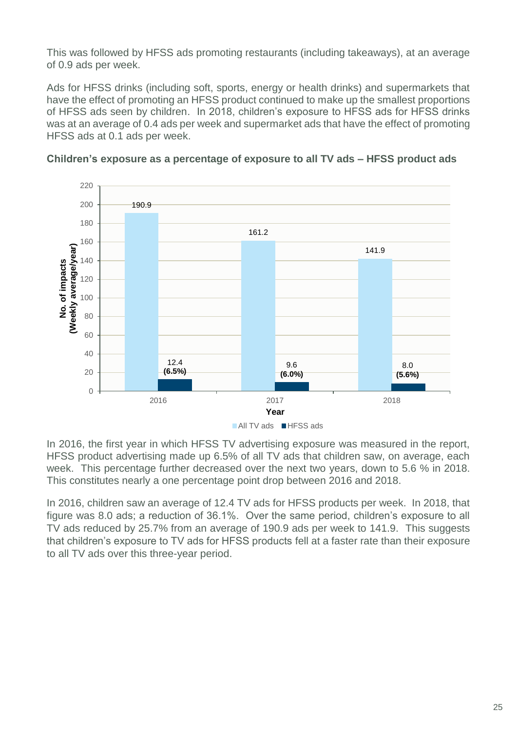This was followed by HFSS ads promoting restaurants (including takeaways), at an average of 0.9 ads per week.

Ads for HFSS drinks (including soft, sports, energy or health drinks) and supermarkets that have the effect of promoting an HFSS product continued to make up the smallest proportions of HFSS ads seen by children. In 2018, children's exposure to HFSS ads for HFSS drinks was at an average of 0.4 ads per week and supermarket ads that have the effect of promoting HFSS ads at 0.1 ads per week.

**Children's exposure as a percentage of exposure to all TV ads – HFSS product ads**

| Year | All TV ads | HFSS ads |
|---|---|---|
| 2016 | 190.9 | 12.4 **(6.5%)** |
| 2017 | 161.2 | 9.6 **(6.0%)** |
| 2018 | 141.9 | 8.0 **(5.6%)** |

In 2016, the first year in which HFSS TV advertising exposure was measured in the report, HFSS product advertising made up 6.5% of all TV ads that children saw, on average, each week. This percentage further decreased over the next two years, down to 5.6 % in 2018. This constitutes nearly a one percentage point drop between 2016 and 2018.

In 2016, children saw an average of 12.4 TV ads for HFSS products per week. In 2018, that figure was 8.0 ads; a reduction of 36.1%. Over the same period, children's exposure to all TV ads reduced by 25.7% from an average of 190.9 ads per week to 141.9. This suggests that children's exposure to TV ads for HFSS products fell at a faster rate than their exposure to all TV ads over this three-year period.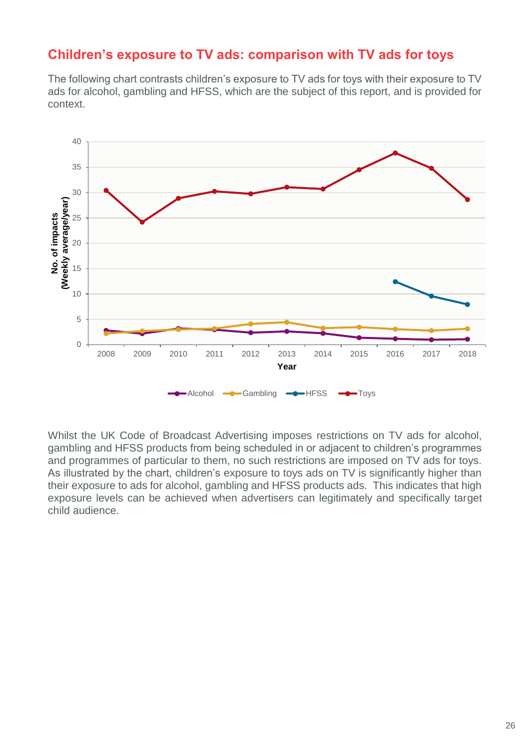## Children's exposure to TV ads: comparison with TV ads for toys

The following chart contrasts children's exposure to TV ads for toys with their exposure to TV ads for alcohol, gambling and HFSS, which are the subject of this report, and is provided for context.

Whilst the UK Code of Broadcast Advertising imposes restrictions on TV ads for alcohol, gambling and HFSS products from being scheduled in or adjacent to children's programmes and programmes of particular to them, no such restrictions are imposed on TV ads for toys. As illustrated by the chart, children's exposure to toys ads on TV is significantly higher than their exposure to ads for alcohol, gambling and HFSS products ads. This indicates that high exposure levels can be achieved when advertisers can legitimately and specifically target child audience.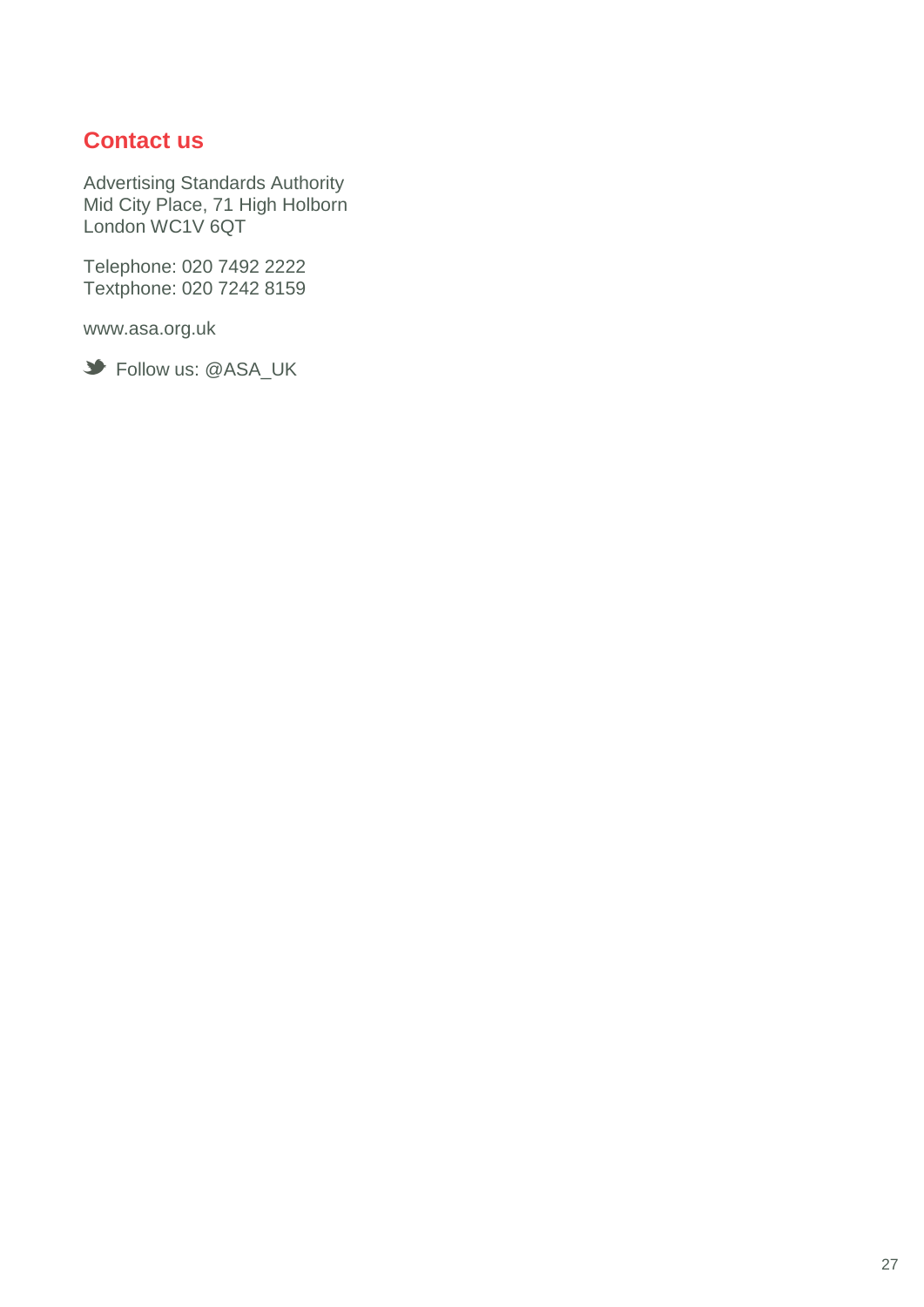## Contact us

Advertising Standards Authority
Mid City Place, 71 High Holborn
London WC1V 6QT

Telephone: 020 7492 2222
Textphone: 020 7242 8159

www.asa.org.uk

Follow us: @ASA_UK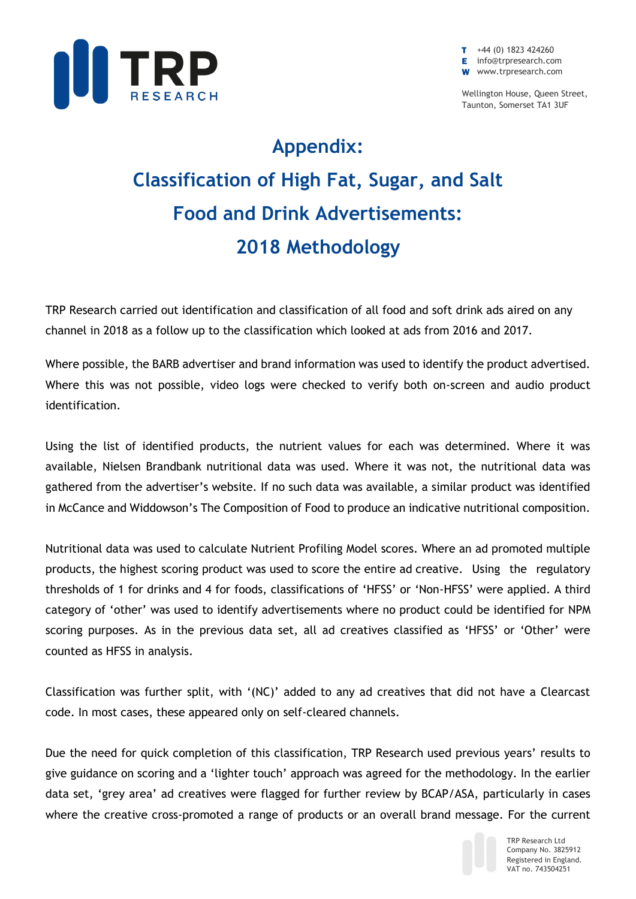# Appendix: Classification of High Fat, Sugar, and Salt Food and Drink Advertisements: 2018 Methodology

TRP Research carried out identification and classification of all food and soft drink ads aired on any channel in 2018 as a follow up to the classification which looked at ads from 2016 and 2017.

Where possible, the BARB advertiser and brand information was used to identify the product advertised. Where this was not possible, video logs were checked to verify both on-screen and audio product identification.

Using the list of identified products, the nutrient values for each was determined. Where it was available, Nielsen Brandbank nutritional data was used. Where it was not, the nutritional data was gathered from the advertiser's website. If no such data was available, a similar product was identified in McCance and Widdowson's The Composition of Food to produce an indicative nutritional composition.

Nutritional data was used to calculate Nutrient Profiling Model scores. Where an ad promoted multiple products, the highest scoring product was used to score the entire ad creative. Using the regulatory thresholds of 1 for drinks and 4 for foods, classifications of 'HFSS' or 'Non-HFSS' were applied. A third category of 'other' was used to identify advertisements where no product could be identified for NPM scoring purposes. As in the previous data set, all ad creatives classified as 'HFSS' or 'Other' were counted as HFSS in analysis.

Classification was further split, with '(NC)' added to any ad creatives that did not have a Clearcast code. In most cases, these appeared only on self-cleared channels.

Due the need for quick completion of this classification, TRP Research used previous years' results to give guidance on scoring and a 'lighter touch' approach was agreed for the methodology. In the earlier data set, 'grey area' ad creatives were flagged for further review by BCAP/ASA, particularly in cases where the creative cross-promoted a range of products or an overall brand message. For the current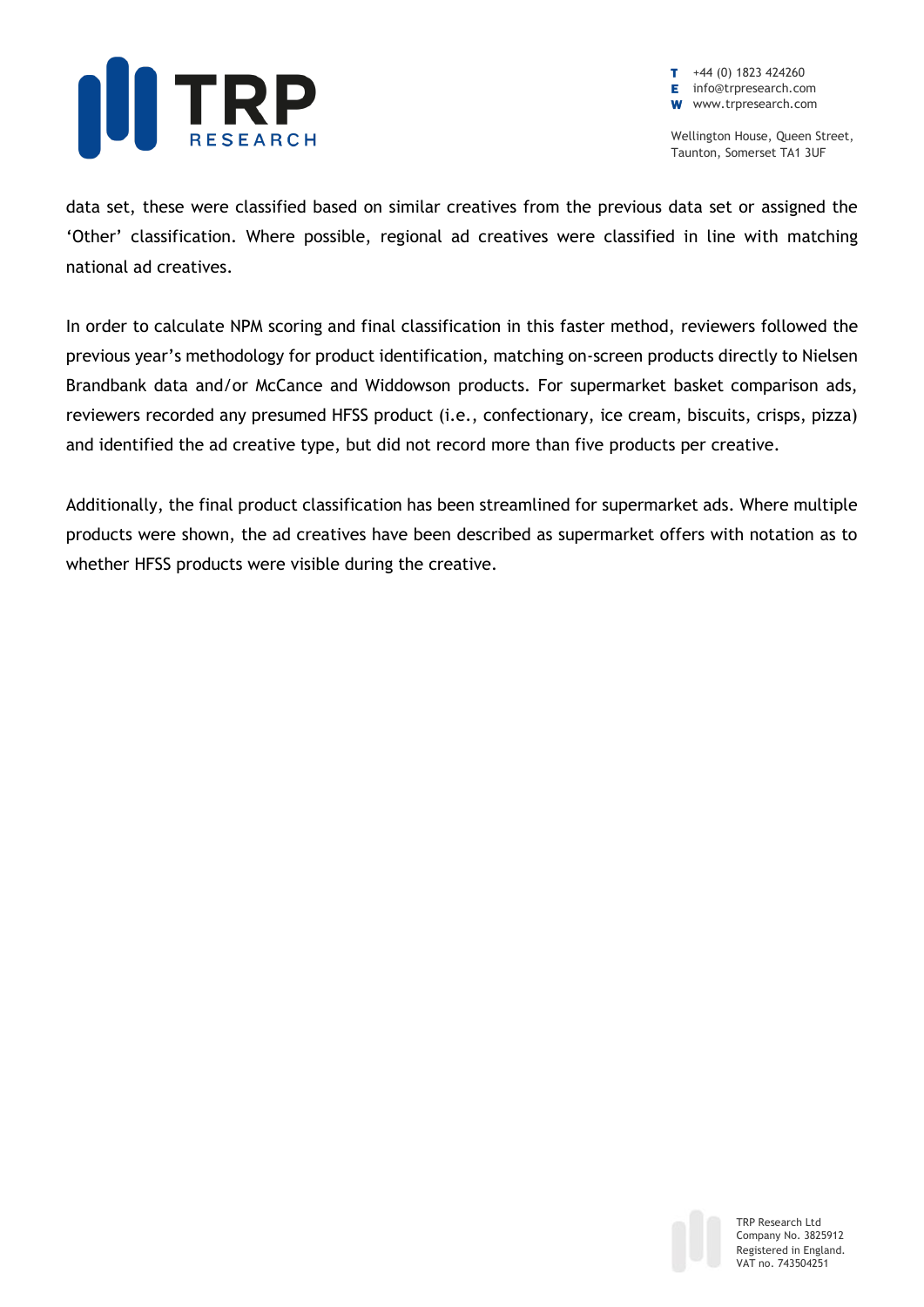data set, these were classified based on similar creatives from the previous data set or assigned the 'Other' classification. Where possible, regional ad creatives were classified in line with matching national ad creatives.

In order to calculate NPM scoring and final classification in this faster method, reviewers followed the previous year's methodology for product identification, matching on-screen products directly to Nielsen Brandbank data and/or McCance and Widdowson products. For supermarket basket comparison ads, reviewers recorded any presumed HFSS product (i.e., confectionary, ice cream, biscuits, crisps, pizza) and identified the ad creative type, but did not record more than five products per creative.

Additionally, the final product classification has been streamlined for supermarket ads. Where multiple products were shown, the ad creatives have been described as supermarket offers with notation as to whether HFSS products were visible during the creative.